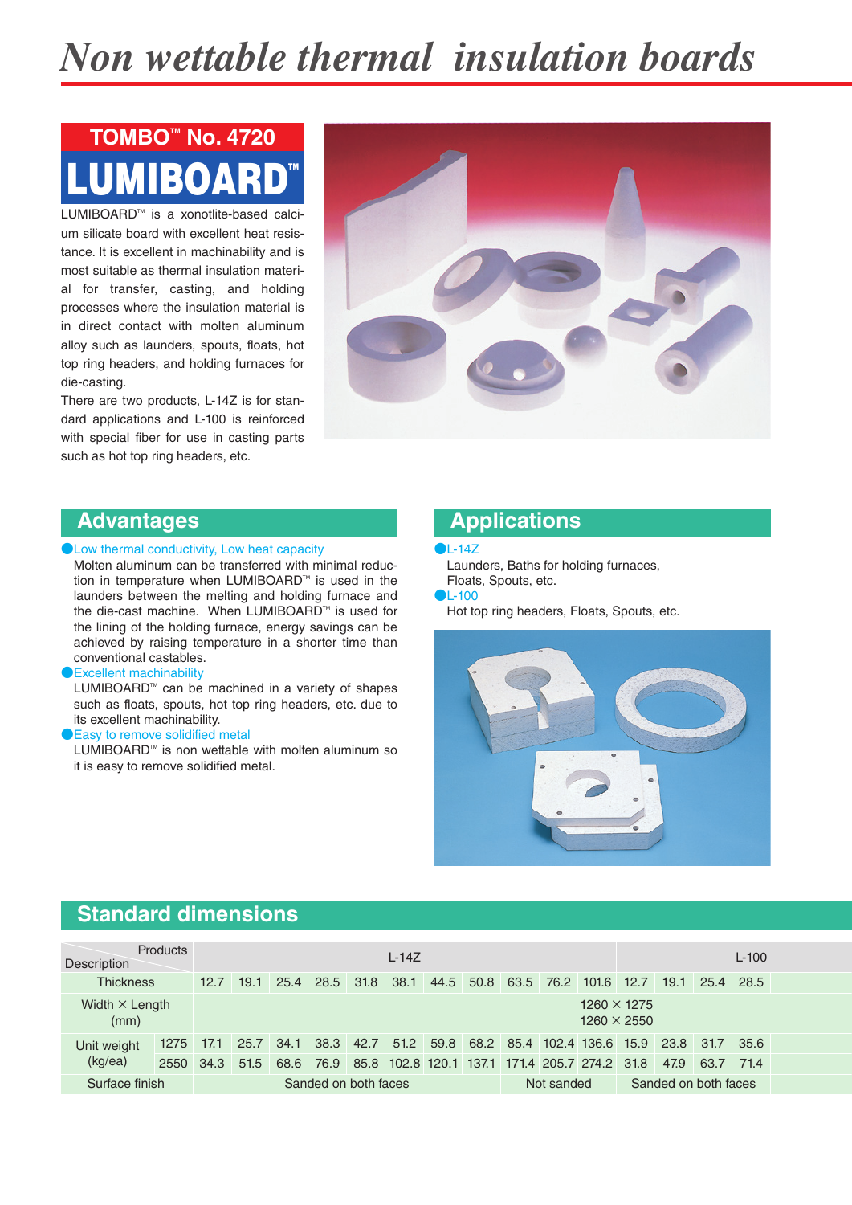# *Non wettable thermal insulation boards*

## TOMBO™ No. 4720

## LUMIBOARD™

LUMIBOARD™ is a xonotlite-based calcium silicate board with excellent heat resistance. It is excellent in machinability and is most suitable as thermal insulation material for transfer, casting, and holding processes where the insulation material is in direct contact with molten aluminum alloy such as launders, spouts, floats, hot top ring headers, and holding furnaces for die-casting.

There are two products, L-14Z is for standard applications and L-100 is reinforced with special fiber for use in casting parts such as hot top ring headers, etc.

## Advantages

● Low thermal conductivity, Low heat capacity

Molten aluminum can be transferred with minimal reduction in temperature when LUMIBOARD™ is used in the launders between the melting and holding furnace and the die-cast machine. When LUMIBOARD™ is used for the lining of the holding furnace, energy savings can be achieved by raising temperature in a shorter time than conventional castables.

● Excellent machinability

LUMIBOARD™ can be machined in a variety of shapes such as floats, spouts, hot top ring headers, etc. due to its excellent machinability.

● Easy to remove solidified metal

LUMIBOARD™ is non wettable with molten aluminum so it is easy to remove solidified metal.

## Applications

● L-14Z

Launders, Baths for holding furnaces, Floats, Spouts, etc.

● L-100

Hot top ring headers, Floats, Spouts, etc.

## Standard dimensions

| Description \ Products | | L-14Z | | | | | | | | | | | L-100 | | | |
|---|---|---|---|---|---|---|---|---|---|---|---|---|---|---|---|---|
| Thickness | | 12.7 | 19.1 | 25.4 | 28.5 | 31.8 | 38.1 | 44.5 | 50.8 | 63.5 | 76.2 | 101.6 | 12.7 | 19.1 | 25.4 | 28.5 |
| Width × Length (mm) | | 1260 × 1275<br>1260 × 2550 | | | | | | | | | | | | | | |
| Unit weight (kg/ea) | 1275 | 17.1 | 25.7 | 34.1 | 38.3 | 42.7 | 51.2 | 59.8 | 68.2 | 85.4 | 102.4 | 136.6 | 15.9 | 23.8 | 31.7 | 35.6 |
| | 2550 | 34.3 | 51.5 | 68.6 | 76.9 | 85.8 | 102.8 | 120.1 | 137.1 | 171.4 | 205.7 | 274.2 | 31.8 | 47.9 | 63.7 | 71.4 |
| Surface finish | | Sanded on both faces | | | | | | | | Not sanded | | | Sanded on both faces | | | |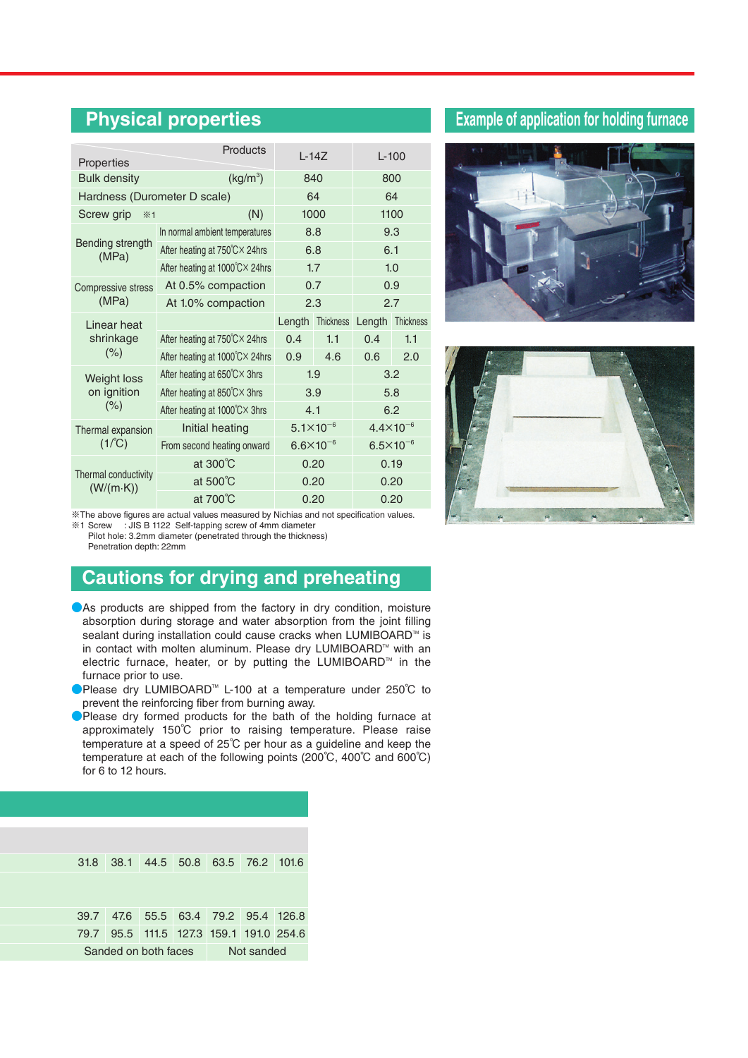## Physical properties

| Properties \ Products | | L-14Z | | L-100 | |
|---|---|---|---|---|---|
| Bulk density (kg/m³) | | 840 | | 800 | |
| Hardness (Durometer D scale) | | 64 | | 64 | |
| Screw grip ※1 (N) | | 1000 | | 1100 | |
| Bending strength (MPa) | In normal ambient temperatures | 8.8 | | 9.3 | |
| | After heating at 750℃× 24hrs | 6.8 | | 6.1 | |
| | After heating at 1000℃× 24hrs | 1.7 | | 1.0 | |
| Compressive stress (MPa) | At 0.5% compaction | 0.7 | | 0.9 | |
| | At 1.0% compaction | 2.3 | | 2.7 | |
| Linear heat shrinkage (%) | | Length | Thickness | Length | Thickness |
| | After heating at 750℃× 24hrs | 0.4 | 1.1 | 0.4 | 1.1 |
| | After heating at 1000℃× 24hrs | 0.9 | 4.6 | 0.6 | 2.0 |
| Weight loss on ignition (%) | After heating at 650℃× 3hrs | 1.9 | | 3.2 | |
| | After heating at 850℃× 3hrs | 3.9 | | 5.8 | |
| | After heating at 1000℃× 3hrs | 4.1 | | 6.2 | |
| Thermal expansion (1/℃) | Initial heating | $5.1\times10^{-6}$ | | $4.4\times10^{-6}$ | |
| | From second heating onward | $6.6\times10^{-6}$ | | $6.5\times10^{-6}$ | |
| Thermal conductivity (W/(m·K)) | at 300℃ | 0.20 | | 0.19 | |
| | at 500℃ | 0.20 | | 0.20 | |
| | at 700℃ | 0.20 | | 0.20 | |

※The above figures are actual values measured by Nichias and not specification values.
※1 Screw : JIS B 1122 Self-tapping screw of 4mm diameter
Pilot hole: 3.2mm diameter (penetrated through the thickness)
Penetration depth: 22mm

## Cautions for drying and preheating

- As products are shipped from the factory in dry condition, moisture absorption during storage and water absorption from the joint filling sealant during installation could cause cracks when LUMIBOARD™ is in contact with molten aluminum. Please dry LUMIBOARD™ with an electric furnace, heater, or by putting the LUMIBOARD™ in the furnace prior to use.
- Please dry LUMIBOARD™ L-100 at a temperature under 250℃ to prevent the reinforcing fiber from burning away.
- Please dry formed products for the bath of the holding furnace at approximately 150℃ prior to raising temperature. Please raise temperature at a speed of 25℃ per hour as a guideline and keep the temperature at each of the following points (200℃, 400℃ and 600℃) for 6 to 12 hours.

| | | | | | | |
|---|---|---|---|---|---|---|
| 31.8 | 38.1 | 44.5 | 50.8 | 63.5 | 76.2 | 101.6 |
| 39.7 | 47.6 | 55.5 | 63.4 | 79.2 | 95.4 | 126.8 |
| 79.7 | 95.5 | 111.5 | 127.3 | 159.1 | 191.0 | 254.6 |
| Sanded on both faces | | | | Not sanded | | |

## Example of application for holding furnace